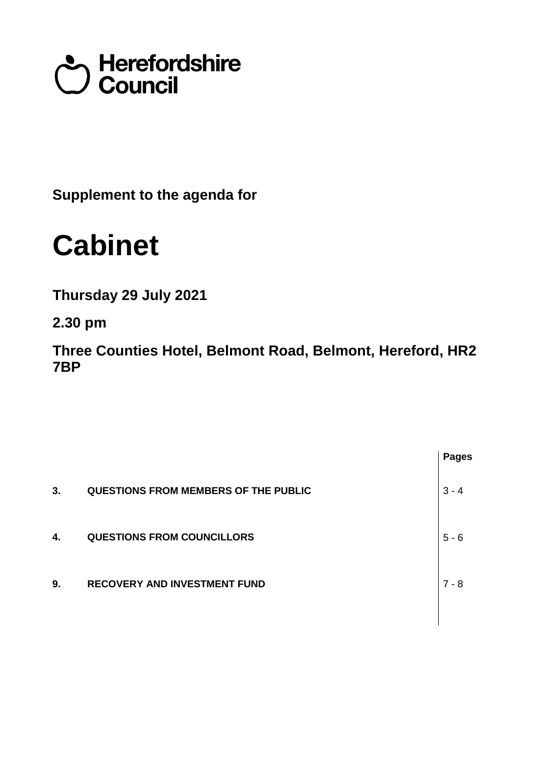Herefordshire Council

**Supplement to the agenda for**

# Cabinet

**Thursday 29 July 2021**

**2.30 pm**

**Three Counties Hotel, Belmont Road, Belmont, Hereford, HR2 7BP**

| | | Pages |
|---|---|---|
| **3.** | **QUESTIONS FROM MEMBERS OF THE PUBLIC** | 3 - 4 |
| **4.** | **QUESTIONS FROM COUNCILLORS** | 5 - 6 |
| **9.** | **RECOVERY AND INVESTMENT FUND** | 7 - 8 |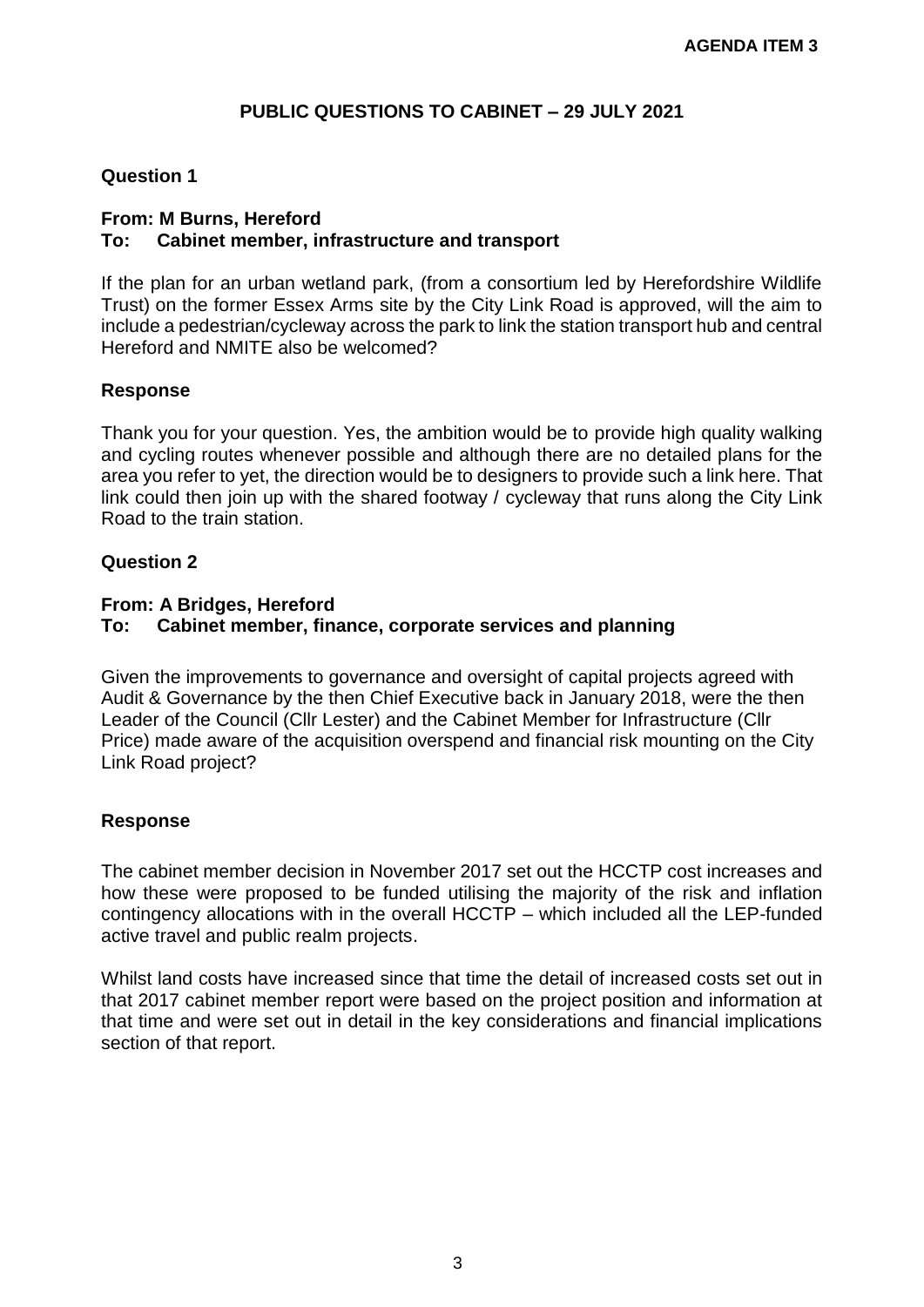**AGENDA ITEM 3**

# PUBLIC QUESTIONS TO CABINET – 29 JULY 2021

## Question 1

**From: M Burns, Hereford**
**To: Cabinet member, infrastructure and transport**

If the plan for an urban wetland park, (from a consortium led by Herefordshire Wildlife Trust) on the former Essex Arms site by the City Link Road is approved, will the aim to include a pedestrian/cycleway across the park to link the station transport hub and central Hereford and NMITE also be welcomed?

### Response

Thank you for your question. Yes, the ambition would be to provide high quality walking and cycling routes whenever possible and although there are no detailed plans for the area you refer to yet, the direction would be to designers to provide such a link here. That link could then join up with the shared footway / cycleway that runs along the City Link Road to the train station.

## Question 2

**From: A Bridges, Hereford**
**To: Cabinet member, finance, corporate services and planning**

Given the improvements to governance and oversight of capital projects agreed with Audit & Governance by the then Chief Executive back in January 2018, were the then Leader of the Council (Cllr Lester) and the Cabinet Member for Infrastructure (Cllr Price) made aware of the acquisition overspend and financial risk mounting on the City Link Road project?

### Response

The cabinet member decision in November 2017 set out the HCCTP cost increases and how these were proposed to be funded utilising the majority of the risk and inflation contingency allocations with in the overall HCCTP – which included all the LEP-funded active travel and public realm projects.

Whilst land costs have increased since that time the detail of increased costs set out in that 2017 cabinet member report were based on the project position and information at that time and were set out in detail in the key considerations and financial implications section of that report.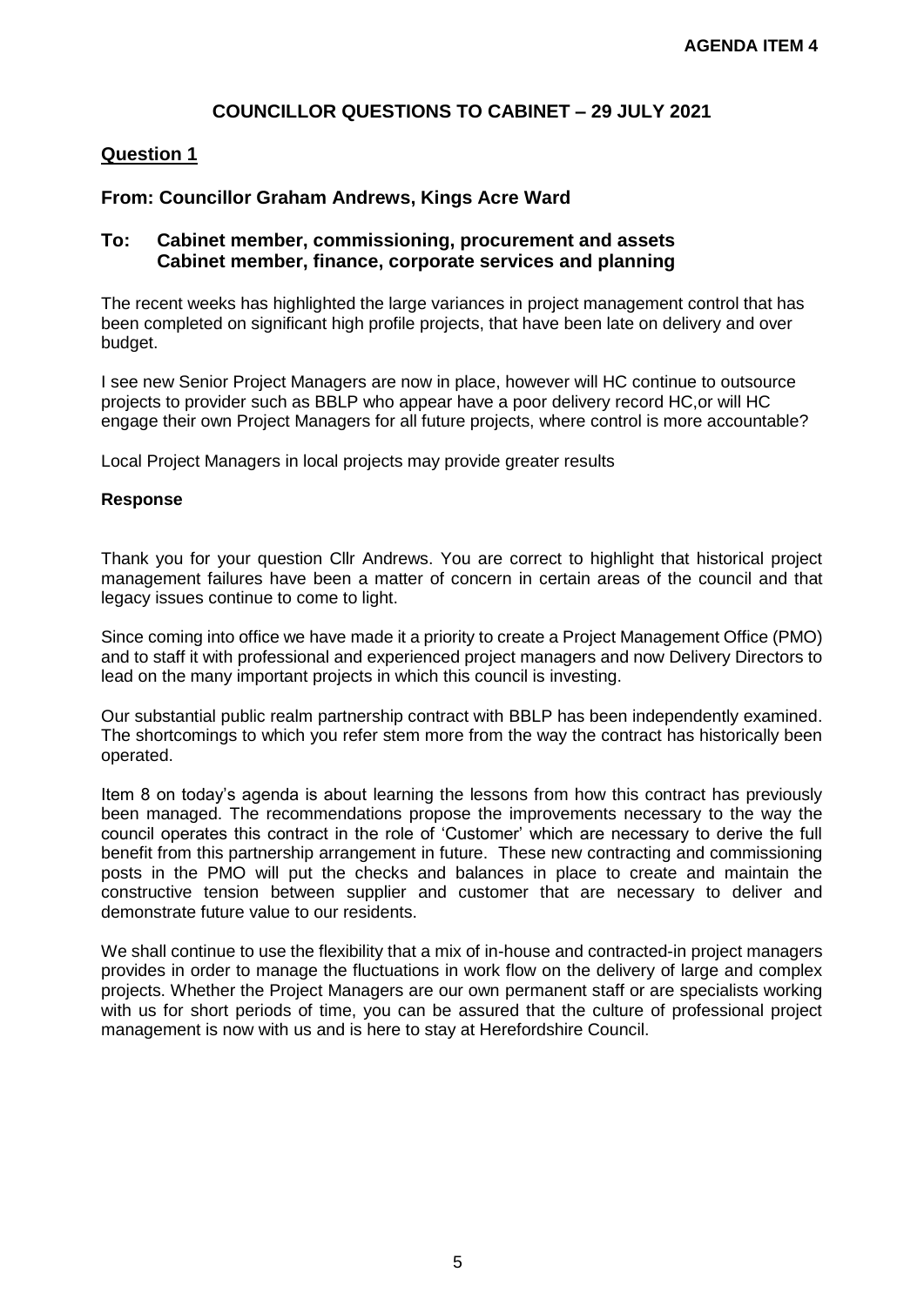**AGENDA ITEM 4**

# COUNCILLOR QUESTIONS TO CABINET – 29 JULY 2021

## Question 1

### From: Councillor Graham Andrews, Kings Acre Ward

### To: Cabinet member, commissioning, procurement and assets Cabinet member, finance, corporate services and planning

The recent weeks has highlighted the large variances in project management control that has been completed on significant high profile projects, that have been late on delivery and over budget.

I see new Senior Project Managers are now in place, however will HC continue to outsource projects to provider such as BBLP who appear have a poor delivery record HC,or will HC engage their own Project Managers for all future projects, where control is more accountable?

Local Project Managers in local projects may provide greater results

**Response**

Thank you for your question Cllr Andrews. You are correct to highlight that historical project management failures have been a matter of concern in certain areas of the council and that legacy issues continue to come to light.

Since coming into office we have made it a priority to create a Project Management Office (PMO) and to staff it with professional and experienced project managers and now Delivery Directors to lead on the many important projects in which this council is investing.

Our substantial public realm partnership contract with BBLP has been independently examined. The shortcomings to which you refer stem more from the way the contract has historically been operated.

Item 8 on today's agenda is about learning the lessons from how this contract has previously been managed. The recommendations propose the improvements necessary to the way the council operates this contract in the role of 'Customer' which are necessary to derive the full benefit from this partnership arrangement in future. These new contracting and commissioning posts in the PMO will put the checks and balances in place to create and maintain the constructive tension between supplier and customer that are necessary to deliver and demonstrate future value to our residents.

We shall continue to use the flexibility that a mix of in-house and contracted-in project managers provides in order to manage the fluctuations in work flow on the delivery of large and complex projects. Whether the Project Managers are our own permanent staff or are specialists working with us for short periods of time, you can be assured that the culture of professional project management is now with us and is here to stay at Herefordshire Council.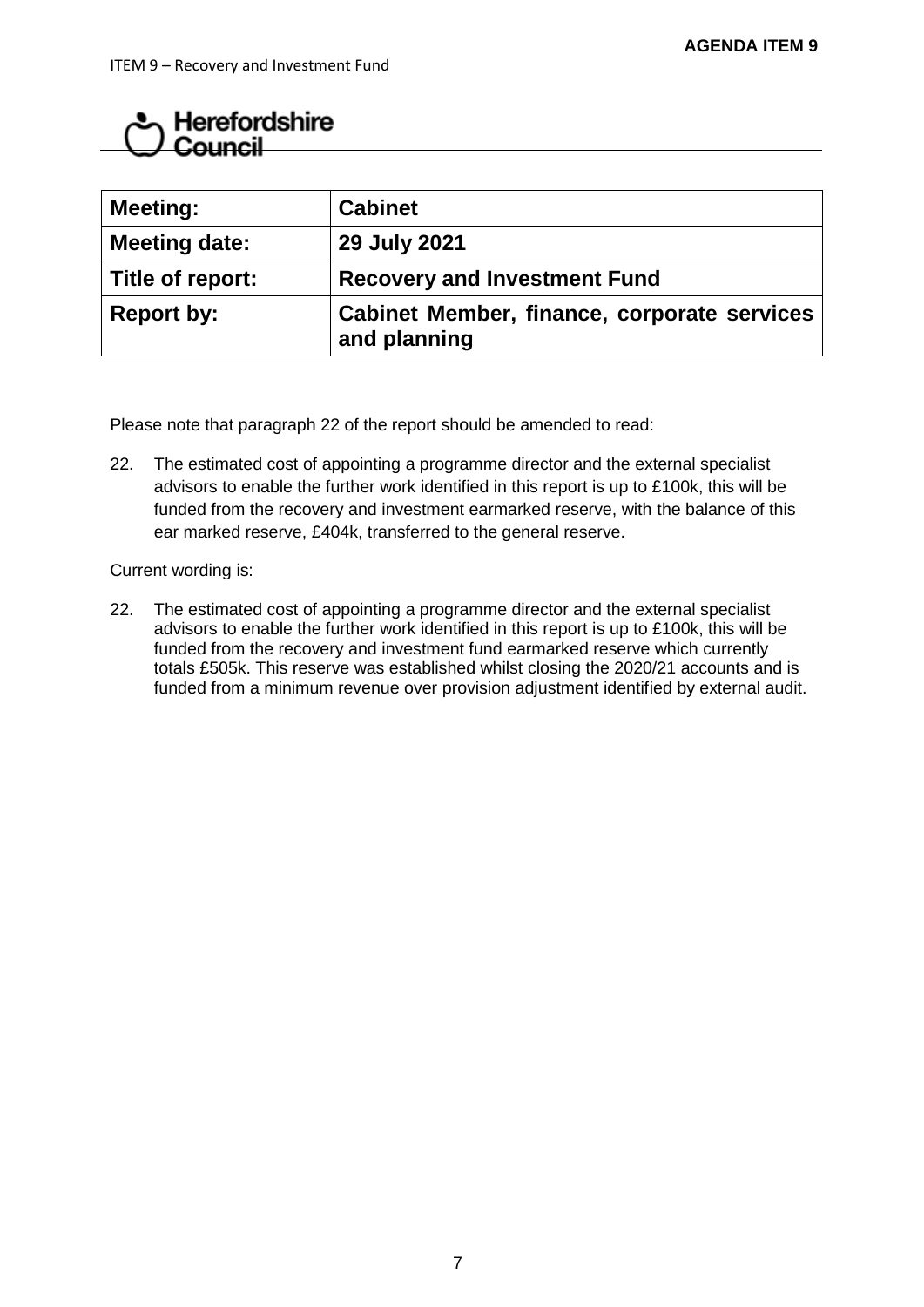**AGENDA ITEM 9**

ITEM 9 – Recovery and Investment Fund

Herefordshire Council

| | |
|---|---|
| **Meeting:** | **Cabinet** |
| **Meeting date:** | **29 July 2021** |
| **Title of report:** | **Recovery and Investment Fund** |
| **Report by:** | **Cabinet Member, finance, corporate services and planning** |

Please note that paragraph 22 of the report should be amended to read:

22. The estimated cost of appointing a programme director and the external specialist advisors to enable the further work identified in this report is up to £100k, this will be funded from the recovery and investment earmarked reserve, with the balance of this ear marked reserve, £404k, transferred to the general reserve.

Current wording is:

22. The estimated cost of appointing a programme director and the external specialist advisors to enable the further work identified in this report is up to £100k, this will be funded from the recovery and investment fund earmarked reserve which currently totals £505k. This reserve was established whilst closing the 2020/21 accounts and is funded from a minimum revenue over provision adjustment identified by external audit.